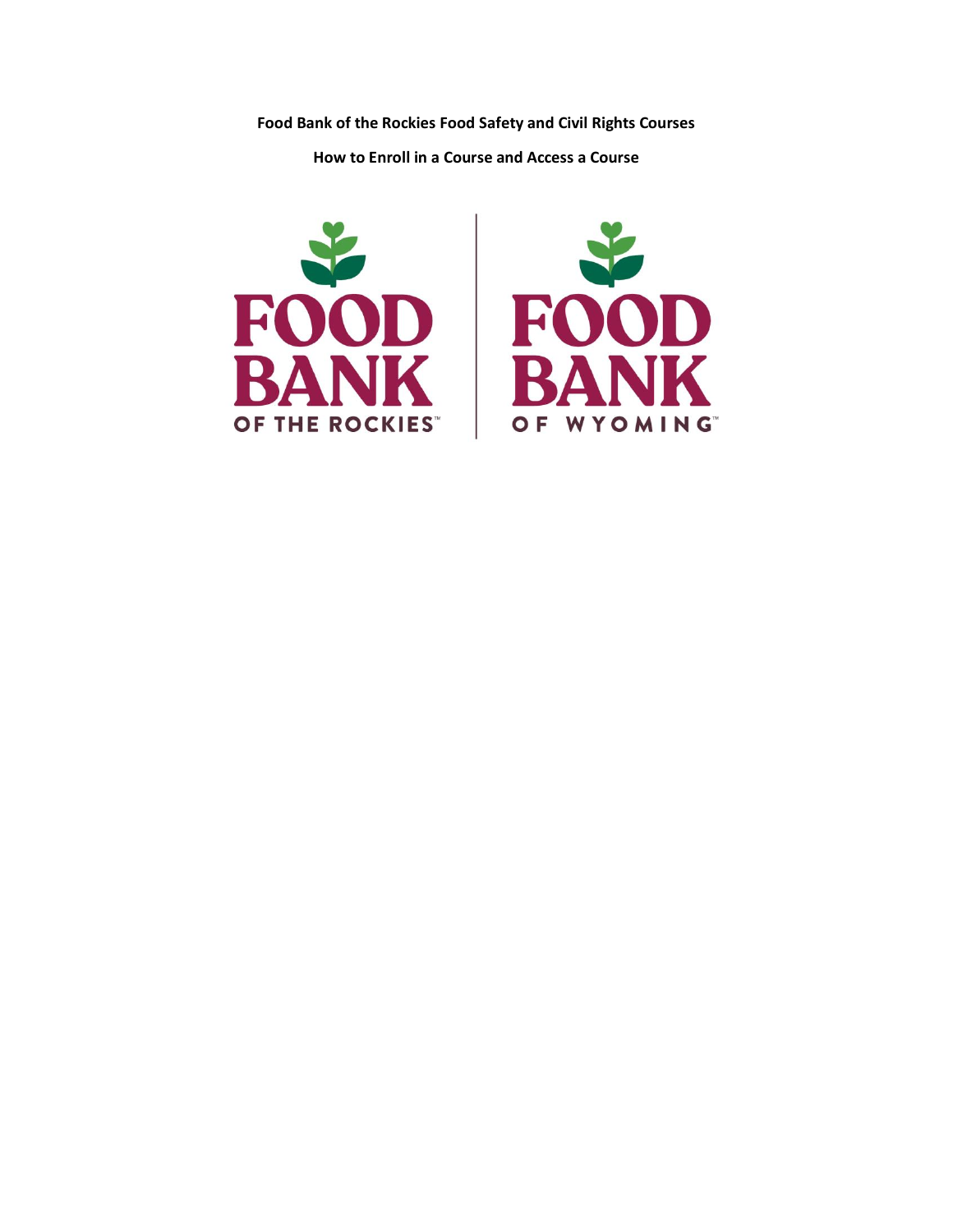**Food Bank of the Rockies Food Safety and Civil Rights Courses**

**How to Enroll in a Course and Access a Course**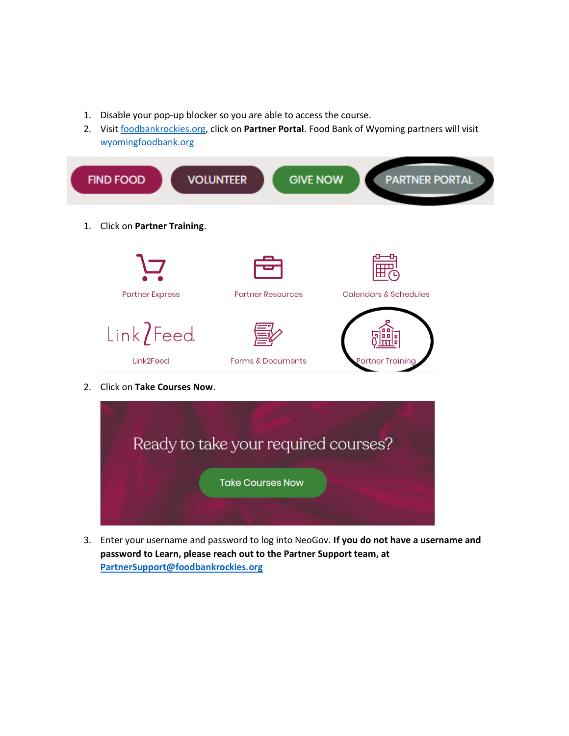1. Disable your pop-up blocker so you are able to access the course.
2. Visit foodbankrockies.org, click on **Partner Portal**. Food Bank of Wyoming partners will visit wyomingfoodbank.org

1. Click on **Partner Training**.

2. Click on **Take Courses Now**.

3. Enter your username and password to log into NeoGov. **If you do not have a username and password to Learn, please reach out to the Partner Support team, at PartnerSupport@foodbankrockies.org**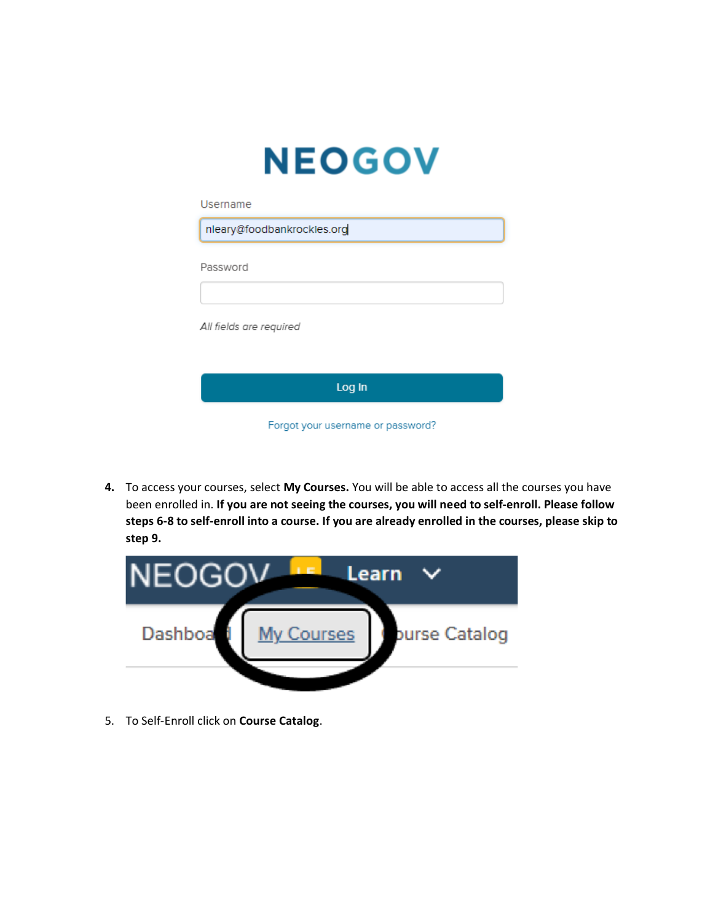4. To access your courses, select **My Courses.** You will be able to access all the courses you have been enrolled in. **If you are not seeing the courses, you will need to self-enroll. Please follow steps 6-8 to self-enroll into a course. If you are already enrolled in the courses, please skip to step 9.**

5. To Self-Enroll click on **Course Catalog**.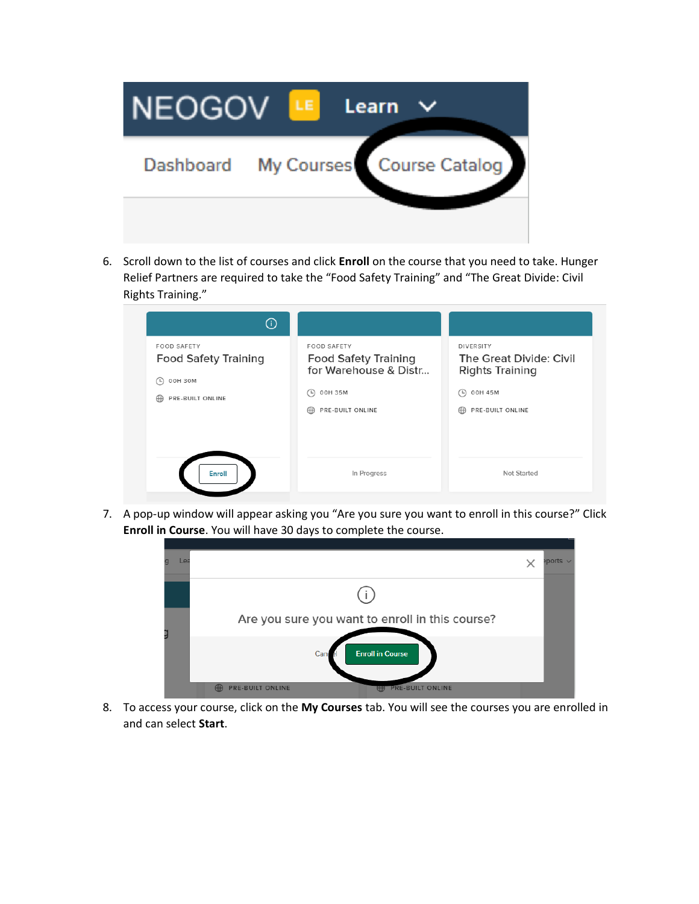6. Scroll down to the list of courses and click **Enroll** on the course that you need to take. Hunger Relief Partners are required to take the “Food Safety Training” and “The Great Divide: Civil Rights Training.”

7. A pop-up window will appear asking you “Are you sure you want to enroll in this course?” Click **Enroll in Course**. You will have 30 days to complete the course.

8. To access your course, click on the **My Courses** tab. You will see the courses you are enrolled in and can select **Start**.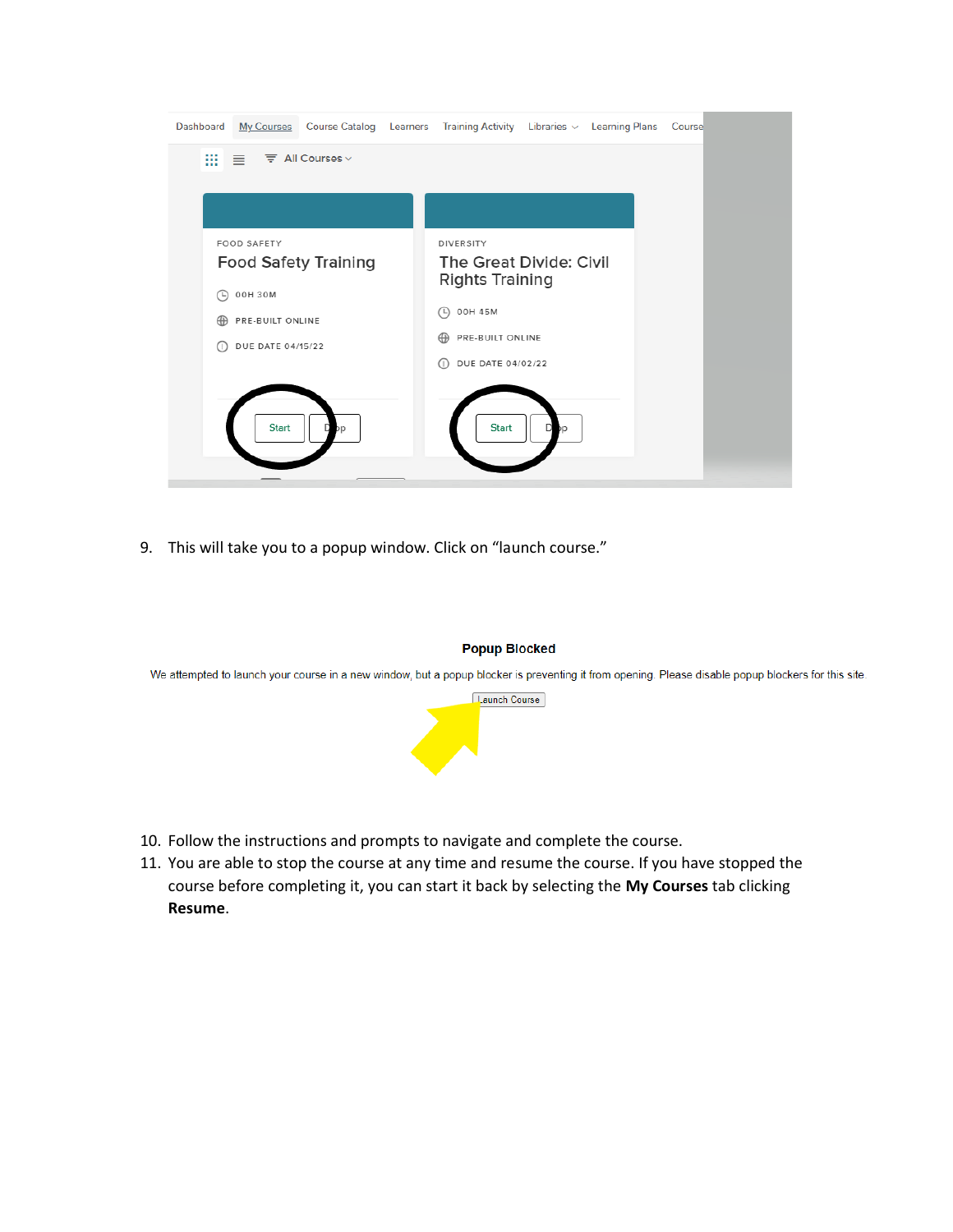9. This will take you to a popup window. Click on "launch course."

10. Follow the instructions and prompts to navigate and complete the course.
11. You are able to stop the course at any time and resume the course. If you have stopped the course before completing it, you can start it back by selecting the **My Courses** tab clicking **Resume**.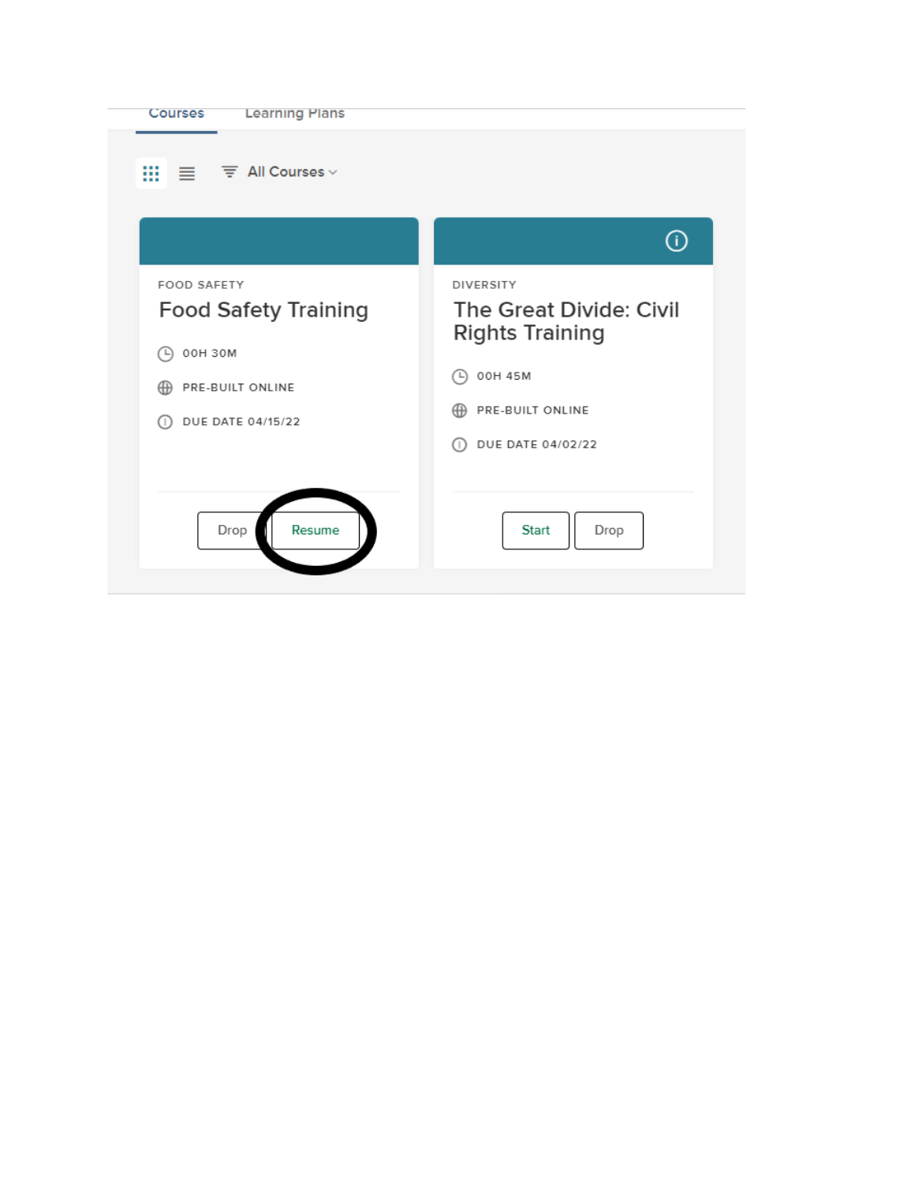Courses    Learning Plans

All Courses

FOOD SAFETY

Food Safety Training

00H 30M

PRE-BUILT ONLINE

DUE DATE 04/15/22

Drop    Resume

DIVERSITY

The Great Divide: Civil Rights Training

00H 45M

PRE-BUILT ONLINE

DUE DATE 04/02/22

Start    Drop